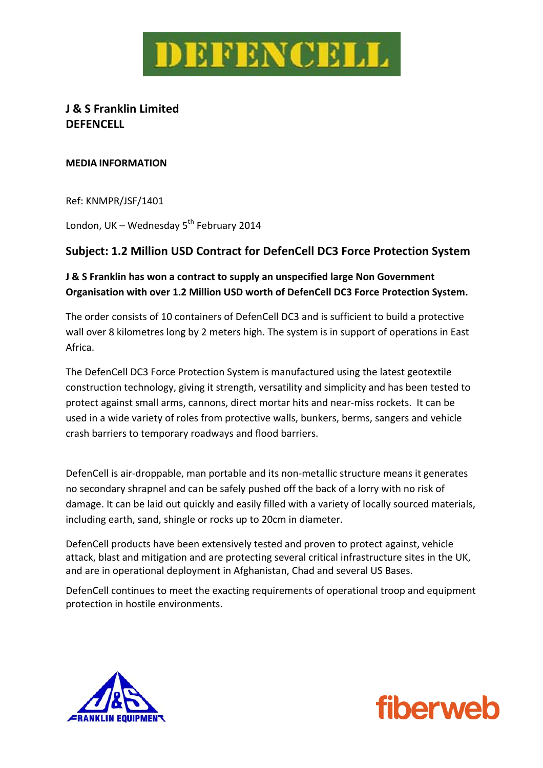# DEFENCELL

**J & S Franklin Limited**
**DEFENCELL**

**MEDIA INFORMATION**

Ref: KNMPR/JSF/1401

London, UK – Wednesday 5th February 2014

## Subject: 1.2 Million USD Contract for DefenCell DC3 Force Protection System

**J & S Franklin has won a contract to supply an unspecified large Non Government Organisation with over 1.2 Million USD worth of DefenCell DC3 Force Protection System.**

The order consists of 10 containers of DefenCell DC3 and is sufficient to build a protective wall over 8 kilometres long by 2 meters high. The system is in support of operations in East Africa.

The DefenCell DC3 Force Protection System is manufactured using the latest geotextile construction technology, giving it strength, versatility and simplicity and has been tested to protect against small arms, cannons, direct mortar hits and near-miss rockets. It can be used in a wide variety of roles from protective walls, bunkers, berms, sangers and vehicle crash barriers to temporary roadways and flood barriers.

DefenCell is air-droppable, man portable and its non-metallic structure means it generates no secondary shrapnel and can be safely pushed off the back of a lorry with no risk of damage. It can be laid out quickly and easily filled with a variety of locally sourced materials, including earth, sand, shingle or rocks up to 20cm in diameter.

DefenCell products have been extensively tested and proven to protect against, vehicle attack, blast and mitigation and are protecting several critical infrastructure sites in the UK, and are in operational deployment in Afghanistan, Chad and several US Bases.

DefenCell continues to meet the exacting requirements of operational troop and equipment protection in hostile environments.

J&S FRANKLIN EQUIPMENT

fiberweb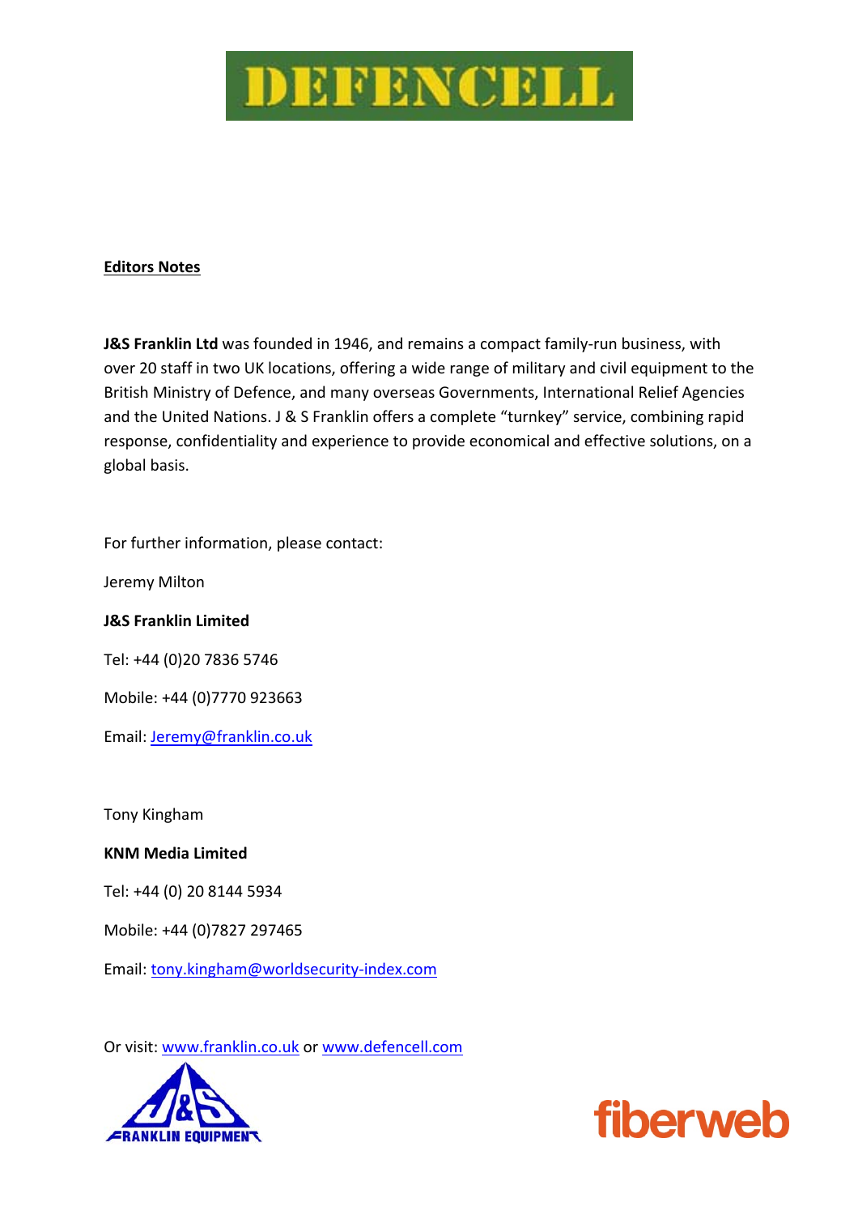**Editors Notes**

**J&S Franklin Ltd** was founded in 1946, and remains a compact family-run business, with over 20 staff in two UK locations, offering a wide range of military and civil equipment to the British Ministry of Defence, and many overseas Governments, International Relief Agencies and the United Nations. J & S Franklin offers a complete "turnkey" service, combining rapid response, confidentiality and experience to provide economical and effective solutions, on a global basis.

For further information, please contact:

Jeremy Milton

**J&S Franklin Limited**

Tel: +44 (0)20 7836 5746

Mobile: +44 (0)7770 923663

Email: Jeremy@franklin.co.uk

Tony Kingham

**KNM Media Limited**

Tel: +44 (0) 20 8144 5934

Mobile: +44 (0)7827 297465

Email: tony.kingham@worldsecurity-index.com

Or visit: www.franklin.co.uk or www.defencell.com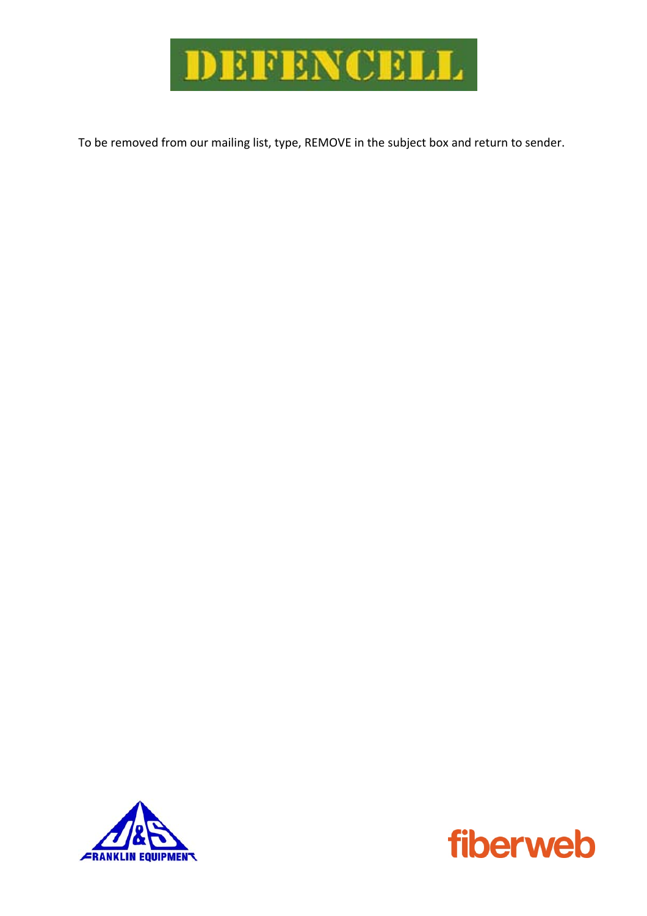DEFENCELL

To be removed from our mailing list, type, REMOVE in the subject box and return to sender.

J&S FRANKLIN EQUIPMENT

fiberweb